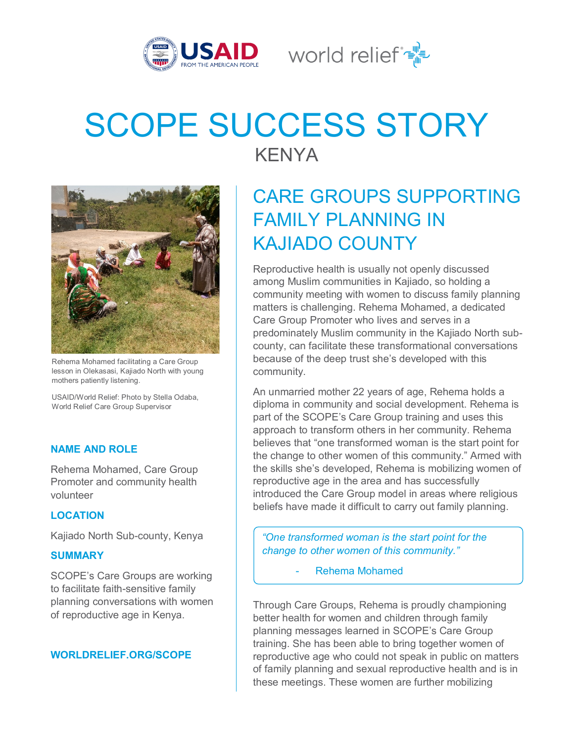# SCOPE SUCCESS STORY

KENYA

Rehema Mohamed facilitating a Care Group lesson in Olekasasi, Kajiado North with young mothers patiently listening.

USAID/World Relief: Photo by Stella Odaba, World Relief Care Group Supervisor

### NAME AND ROLE

Rehema Mohamed, Care Group Promoter and community health volunteer

### LOCATION

Kajiado North Sub-county, Kenya

### SUMMARY

SCOPE's Care Groups are working to facilitate faith-sensitive family planning conversations with women of reproductive age in Kenya.

**WORLDRELIEF.ORG/SCOPE**

## CARE GROUPS SUPPORTING FAMILY PLANNING IN KAJIADO COUNTY

Reproductive health is usually not openly discussed among Muslim communities in Kajiado, so holding a community meeting with women to discuss family planning matters is challenging. Rehema Mohamed, a dedicated Care Group Promoter who lives and serves in a predominately Muslim community in the Kajiado North sub-county, can facilitate these transformational conversations because of the deep trust she's developed with this community.

An unmarried mother 22 years of age, Rehema holds a diploma in community and social development. Rehema is part of the SCOPE's Care Group training and uses this approach to transform others in her community. Rehema believes that "one transformed woman is the start point for the change to other women of this community." Armed with the skills she's developed, Rehema is mobilizing women of reproductive age in the area and has successfully introduced the Care Group model in areas where religious beliefs have made it difficult to carry out family planning.

> *"One transformed woman is the start point for the change to other women of this community."*
>
> \- Rehema Mohamed

Through Care Groups, Rehema is proudly championing better health for women and children through family planning messages learned in SCOPE's Care Group training. She has been able to bring together women of reproductive age who could not speak in public on matters of family planning and sexual reproductive health and is in these meetings. These women are further mobilizing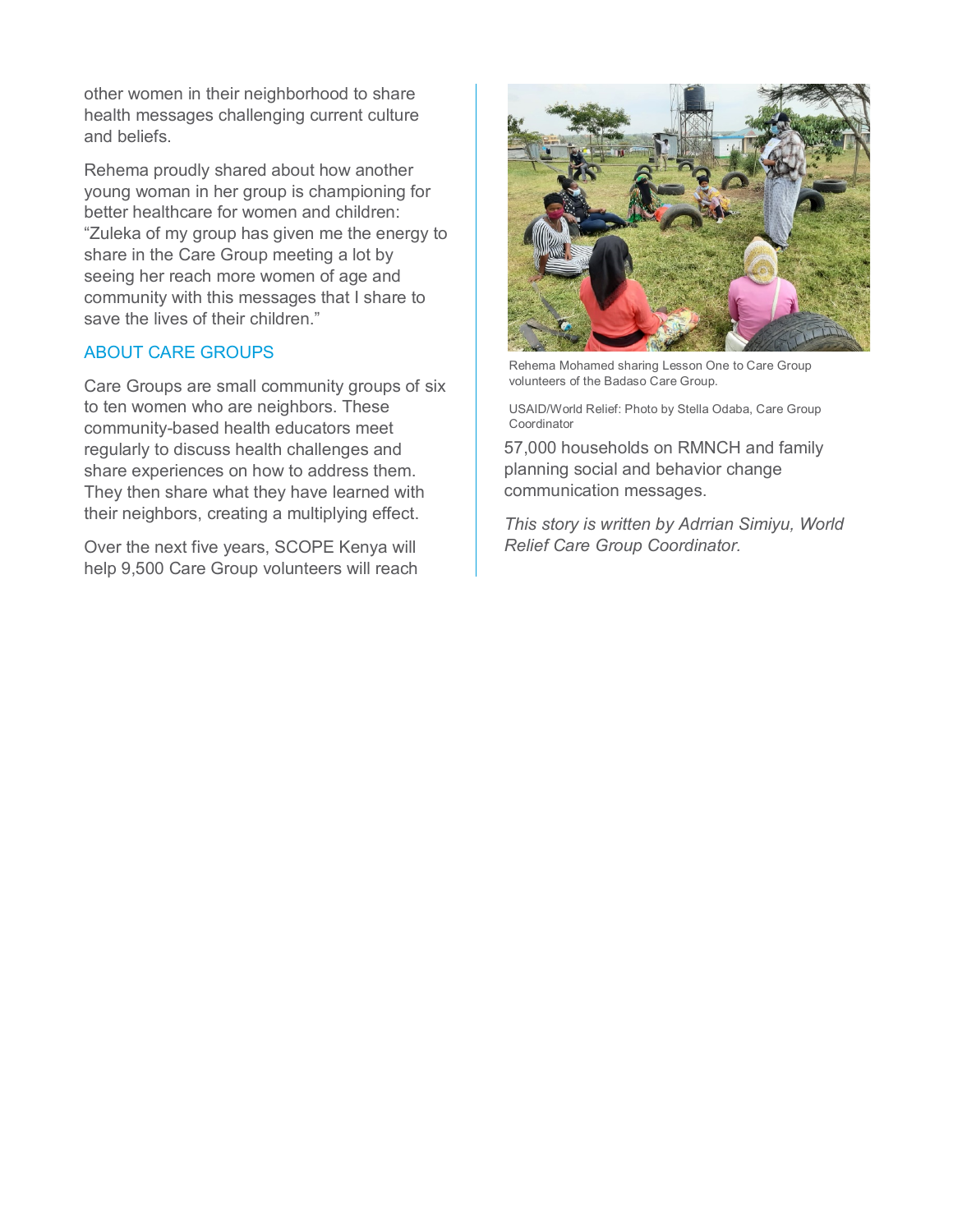other women in their neighborhood to share health messages challenging current culture and beliefs.

Rehema proudly shared about how another young woman in her group is championing for better healthcare for women and children: "Zuleka of my group has given me the energy to share in the Care Group meeting a lot by seeing her reach more women of age and community with this messages that I share to save the lives of their children."

## ABOUT CARE GROUPS

Care Groups are small community groups of six to ten women who are neighbors. These community-based health educators meet regularly to discuss health challenges and share experiences on how to address them. They then share what they have learned with their neighbors, creating a multiplying effect.

Over the next five years, SCOPE Kenya will help 9,500 Care Group volunteers will reach 57,000 households on RMNCH and family planning social and behavior change communication messages.

Rehema Mohamed sharing Lesson One to Care Group volunteers of the Badaso Care Group.

USAID/World Relief: Photo by Stella Odaba, Care Group Coordinator

*This story is written by Adrrian Simiyu, World Relief Care Group Coordinator.*